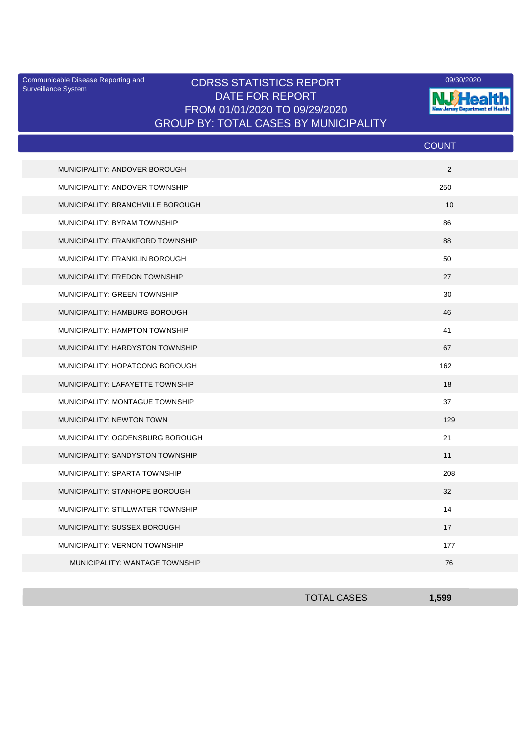Communicable Disease Reporting and Surveillance System

# CDRSS STATISTICS REPORT
## DATE FOR REPORT
## FROM 01/01/2020 TO 09/29/2020
## GROUP BY: TOTAL CASES BY MUNICIPALITY

09/30/2020

| | COUNT |
|---|---|
| MUNICIPALITY: ANDOVER BOROUGH | 2 |
| MUNICIPALITY: ANDOVER TOWNSHIP | 250 |
| MUNICIPALITY: BRANCHVILLE BOROUGH | 10 |
| MUNICIPALITY: BYRAM TOWNSHIP | 86 |
| MUNICIPALITY: FRANKFORD TOWNSHIP | 88 |
| MUNICIPALITY: FRANKLIN BOROUGH | 50 |
| MUNICIPALITY: FREDON TOWNSHIP | 27 |
| MUNICIPALITY: GREEN TOWNSHIP | 30 |
| MUNICIPALITY: HAMBURG BOROUGH | 46 |
| MUNICIPALITY: HAMPTON TOWNSHIP | 41 |
| MUNICIPALITY: HARDYSTON TOWNSHIP | 67 |
| MUNICIPALITY: HOPATCONG BOROUGH | 162 |
| MUNICIPALITY: LAFAYETTE TOWNSHIP | 18 |
| MUNICIPALITY: MONTAGUE TOWNSHIP | 37 |
| MUNICIPALITY: NEWTON TOWN | 129 |
| MUNICIPALITY: OGDENSBURG BOROUGH | 21 |
| MUNICIPALITY: SANDYSTON TOWNSHIP | 11 |
| MUNICIPALITY: SPARTA TOWNSHIP | 208 |
| MUNICIPALITY: STANHOPE BOROUGH | 32 |
| MUNICIPALITY: STILLWATER TOWNSHIP | 14 |
| MUNICIPALITY: SUSSEX BOROUGH | 17 |
| MUNICIPALITY: VERNON TOWNSHIP | 177 |
| MUNICIPALITY: WANTAGE TOWNSHIP | 76 |
| TOTAL CASES | **1,599** |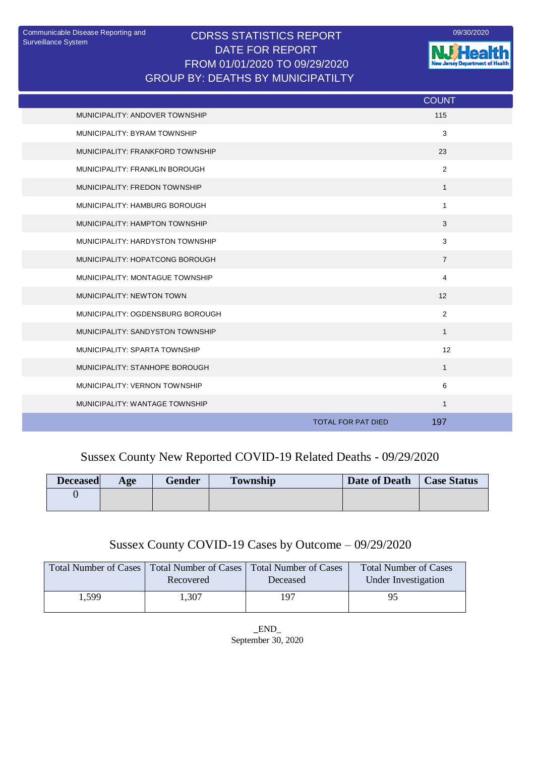Communicable Disease Reporting and Surveillance System

# CDRSS STATISTICS REPORT
# DATE FOR REPORT
# FROM 01/01/2020 TO 09/29/2020
# GROUP BY: DEATHS BY MUNICIPATILTY

09/30/2020

| | COUNT |
|---|---|
| MUNICIPALITY: ANDOVER TOWNSHIP | 115 |
| MUNICIPALITY: BYRAM TOWNSHIP | 3 |
| MUNICIPALITY: FRANKFORD TOWNSHIP | 23 |
| MUNICIPALITY: FRANKLIN BOROUGH | 2 |
| MUNICIPALITY: FREDON TOWNSHIP | 1 |
| MUNICIPALITY: HAMBURG BOROUGH | 1 |
| MUNICIPALITY: HAMPTON TOWNSHIP | 3 |
| MUNICIPALITY: HARDYSTON TOWNSHIP | 3 |
| MUNICIPALITY: HOPATCONG BOROUGH | 7 |
| MUNICIPALITY: MONTAGUE TOWNSHIP | 4 |
| MUNICIPALITY: NEWTON TOWN | 12 |
| MUNICIPALITY: OGDENSBURG BOROUGH | 2 |
| MUNICIPALITY: SANDYSTON TOWNSHIP | 1 |
| MUNICIPALITY: SPARTA TOWNSHIP | 12 |
| MUNICIPALITY: STANHOPE BOROUGH | 1 |
| MUNICIPALITY: VERNON TOWNSHIP | 6 |
| MUNICIPALITY: WANTAGE TOWNSHIP | 1 |
| TOTAL FOR PAT DIED | 197 |

## Sussex County New Reported COVID-19 Related Deaths - 09/29/2020

| Deceased | Age | Gender | Township | Date of Death | Case Status |
|---|---|---|---|---|---|
| 0 | | | | | |

## Sussex County COVID-19 Cases by Outcome – 09/29/2020

| Total Number of Cases | Total Number of Cases Recovered | Total Number of Cases Deceased | Total Number of Cases Under Investigation |
|---|---|---|---|
| 1,599 | 1,307 | 197 | 95 |

_END_
September 30, 2020